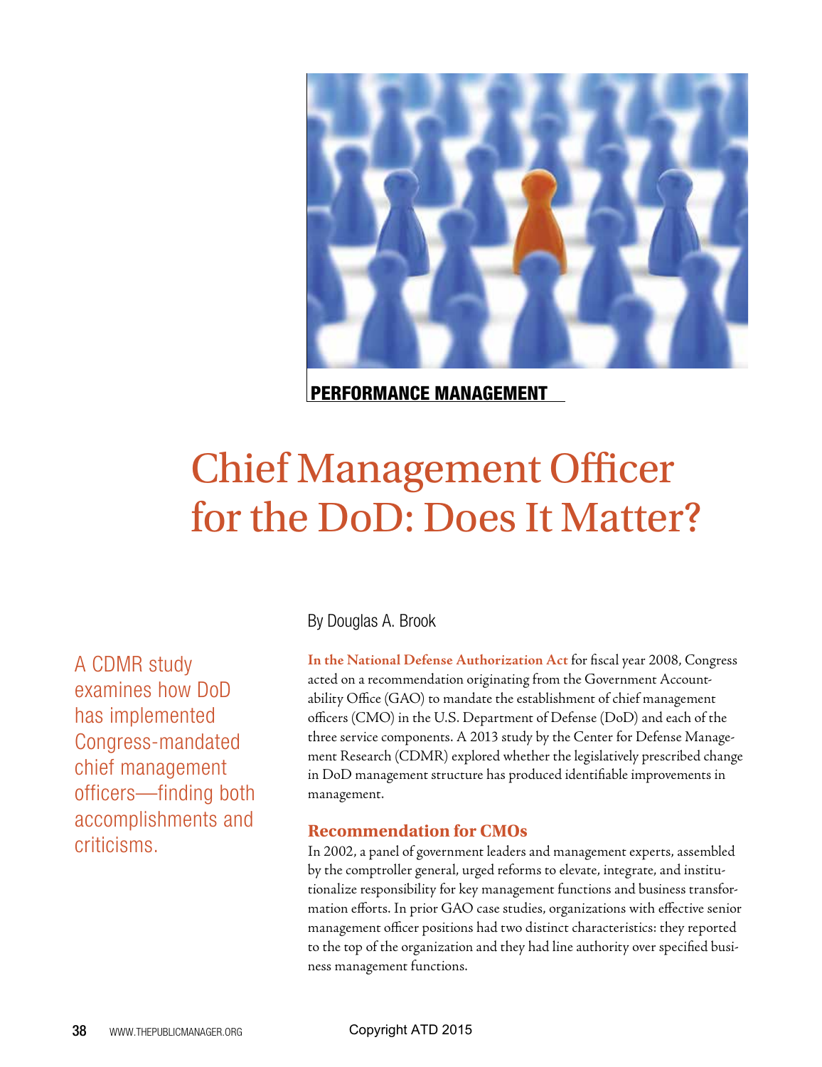PERFORMANCE MANAGEMENT

# Chief Management Officer for the DoD: Does It Matter?

By Douglas A. Brook

A CDMR study examines how DoD has implemented Congress-mandated chief management officers—finding both accomplishments and criticisms.

**In the National Defense Authorization Act** for fiscal year 2008, Congress acted on a recommendation originating from the Government Accountability Office (GAO) to mandate the establishment of chief management officers (CMO) in the U.S. Department of Defense (DoD) and each of the three service components. A 2013 study by the Center for Defense Management Research (CDMR) explored whether the legislatively prescribed change in DoD management structure has produced identifiable improvements in management.

## Recommendation for CMOs

In 2002, a panel of government leaders and management experts, assembled by the comptroller general, urged reforms to elevate, integrate, and institutionalize responsibility for key management functions and business transformation efforts. In prior GAO case studies, organizations with effective senior management officer positions had two distinct characteristics: they reported to the top of the organization and they had line authority over specified business management functions.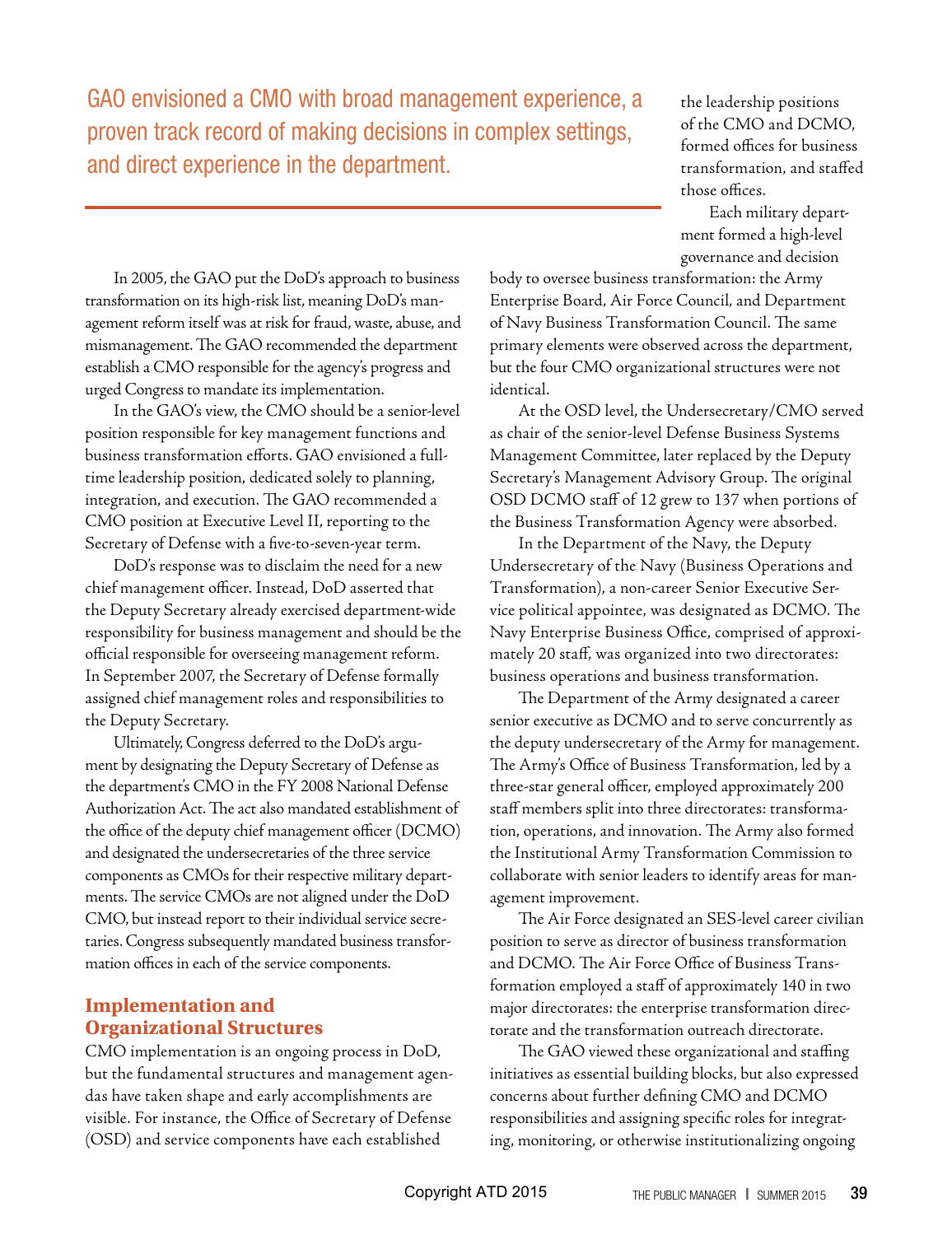GAO envisioned a CMO with broad management experience, a proven track record of making decisions in complex settings, and direct experience in the department.

In 2005, the GAO put the DoD's approach to business transformation on its high-risk list, meaning DoD's management reform itself was at risk for fraud, waste, abuse, and mismanagement. The GAO recommended the department establish a CMO responsible for the agency's progress and urged Congress to mandate its implementation.

In the GAO's view, the CMO should be a senior-level position responsible for key management functions and business transformation efforts. GAO envisioned a full-time leadership position, dedicated solely to planning, integration, and execution. The GAO recommended a CMO position at Executive Level II, reporting to the Secretary of Defense with a five-to-seven-year term.

DoD's response was to disclaim the need for a new chief management officer. Instead, DoD asserted that the Deputy Secretary already exercised department-wide responsibility for business management and should be the official responsible for overseeing management reform. In September 2007, the Secretary of Defense formally assigned chief management roles and responsibilities to the Deputy Secretary.

Ultimately, Congress deferred to the DoD's argument by designating the Deputy Secretary of Defense as the department's CMO in the FY 2008 National Defense Authorization Act. The act also mandated establishment of the office of the deputy chief management officer (DCMO) and designated the undersecretaries of the three service components as CMOs for their respective military departments. The service CMOs are not aligned under the DoD CMO, but instead report to their individual service secretaries. Congress subsequently mandated business transformation offices in each of the service components.

## Implementation and Organizational Structures

CMO implementation is an ongoing process in DoD, but the fundamental structures and management agendas have taken shape and early accomplishments are visible. For instance, the Office of Secretary of Defense (OSD) and service components have each established the leadership positions of the CMO and DCMO, formed offices for business transformation, and staffed those offices.

Each military department formed a high-level governance and decision body to oversee business transformation: the Army Enterprise Board, Air Force Council, and Department of Navy Business Transformation Council. The same primary elements were observed across the department, but the four CMO organizational structures were not identical.

At the OSD level, the Undersecretary/CMO served as chair of the senior-level Defense Business Systems Management Committee, later replaced by the Deputy Secretary's Management Advisory Group. The original OSD DCMO staff of 12 grew to 137 when portions of the Business Transformation Agency were absorbed.

In the Department of the Navy, the Deputy Undersecretary of the Navy (Business Operations and Transformation), a non-career Senior Executive Service political appointee, was designated as DCMO. The Navy Enterprise Business Office, comprised of approximately 20 staff, was organized into two directorates: business operations and business transformation.

The Department of the Army designated a career senior executive as DCMO and to serve concurrently as the deputy undersecretary of the Army for management. The Army's Office of Business Transformation, led by a three-star general officer, employed approximately 200 staff members split into three directorates: transformation, operations, and innovation. The Army also formed the Institutional Army Transformation Commission to collaborate with senior leaders to identify areas for management improvement.

The Air Force designated an SES-level career civilian position to serve as director of business transformation and DCMO. The Air Force Office of Business Transformation employed a staff of approximately 140 in two major directorates: the enterprise transformation directorate and the transformation outreach directorate.

The GAO viewed these organizational and staffing initiatives as essential building blocks, but also expressed concerns about further defining CMO and DCMO responsibilities and assigning specific roles for integrating, monitoring, or otherwise institutionalizing ongoing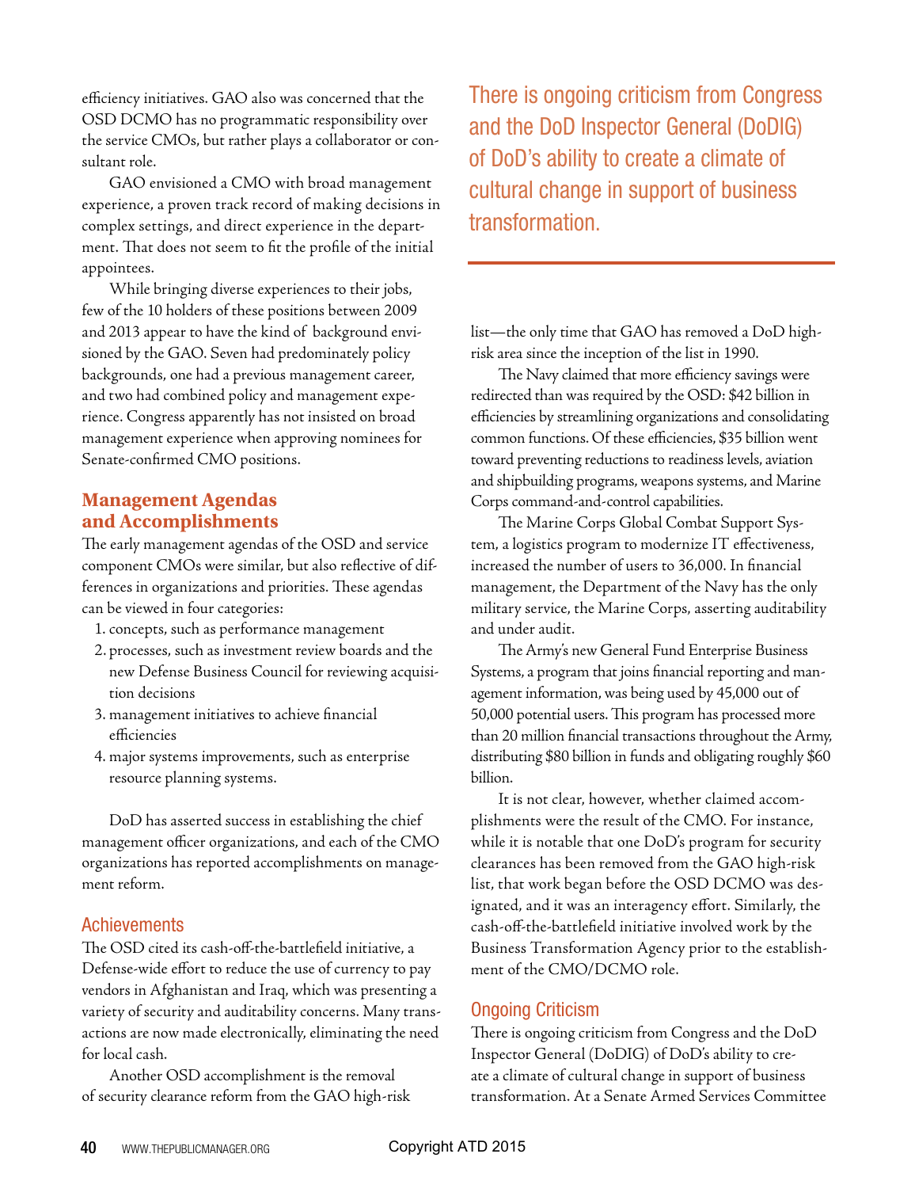efficiency initiatives. GAO also was concerned that the OSD DCMO has no programmatic responsibility over the service CMOs, but rather plays a collaborator or consultant role.

GAO envisioned a CMO with broad management experience, a proven track record of making decisions in complex settings, and direct experience in the department. That does not seem to fit the profile of the initial appointees.

While bringing diverse experiences to their jobs, few of the 10 holders of these positions between 2009 and 2013 appear to have the kind of background envisioned by the GAO. Seven had predominately policy backgrounds, one had a previous management career, and two had combined policy and management experience. Congress apparently has not insisted on broad management experience when approving nominees for Senate-confirmed CMO positions.

## Management Agendas and Accomplishments

The early management agendas of the OSD and service component CMOs were similar, but also reflective of differences in organizations and priorities. These agendas can be viewed in four categories:

1. concepts, such as performance management
2. processes, such as investment review boards and the new Defense Business Council for reviewing acquisition decisions
3. management initiatives to achieve financial efficiencies
4. major systems improvements, such as enterprise resource planning systems.

DoD has asserted success in establishing the chief management officer organizations, and each of the CMO organizations has reported accomplishments on management reform.

### Achievements

The OSD cited its cash-off-the-battlefield initiative, a Defense-wide effort to reduce the use of currency to pay vendors in Afghanistan and Iraq, which was presenting a variety of security and auditability concerns. Many transactions are now made electronically, eliminating the need for local cash.

Another OSD accomplishment is the removal of security clearance reform from the GAO high-risk list—the only time that GAO has removed a DoD high-risk area since the inception of the list in 1990.

The Navy claimed that more efficiency savings were redirected than was required by the OSD: $42 billion in efficiencies by streamlining organizations and consolidating common functions. Of these efficiencies, $35 billion went toward preventing reductions to readiness levels, aviation and shipbuilding programs, weapons systems, and Marine Corps command-and-control capabilities.

The Marine Corps Global Combat Support System, a logistics program to modernize IT effectiveness, increased the number of users to 36,000. In financial management, the Department of the Navy has the only military service, the Marine Corps, asserting auditability and under audit.

The Army's new General Fund Enterprise Business Systems, a program that joins financial reporting and management information, was being used by 45,000 out of 50,000 potential users. This program has processed more than 20 million financial transactions throughout the Army, distributing $80 billion in funds and obligating roughly $60 billion.

It is not clear, however, whether claimed accomplishments were the result of the CMO. For instance, while it is notable that one DoD's program for security clearances has been removed from the GAO high-risk list, that work began before the OSD DCMO was designated, and it was an interagency effort. Similarly, the cash-off-the-battlefield initiative involved work by the Business Transformation Agency prior to the establishment of the CMO/DCMO role.

> There is ongoing criticism from Congress and the DoD Inspector General (DoDIG) of DoD's ability to create a climate of cultural change in support of business transformation.

### Ongoing Criticism

There is ongoing criticism from Congress and the DoD Inspector General (DoDIG) of DoD's ability to create a climate of cultural change in support of business transformation. At a Senate Armed Services Committee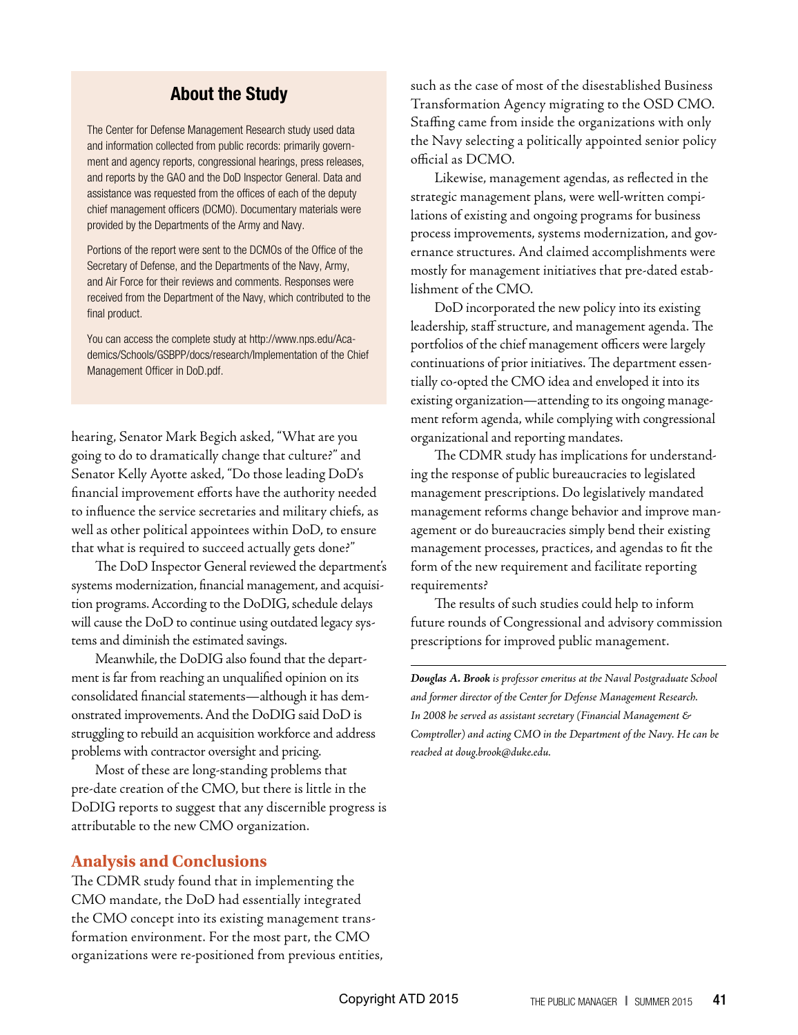## About the Study

The Center for Defense Management Research study used data and information collected from public records: primarily government and agency reports, congressional hearings, press releases, and reports by the GAO and the DoD Inspector General. Data and assistance was requested from the offices of each of the deputy chief management officers (DCMO). Documentary materials were provided by the Departments of the Army and Navy.

Portions of the report were sent to the DCMOs of the Office of the Secretary of Defense, and the Departments of the Navy, Army, and Air Force for their reviews and comments. Responses were received from the Department of the Navy, which contributed to the final product.

You can access the complete study at http://www.nps.edu/Academics/Schools/GSBPP/docs/research/Implementation of the Chief Management Officer in DoD.pdf.

hearing, Senator Mark Begich asked, "What are you going to do to dramatically change that culture?" and Senator Kelly Ayotte asked, "Do those leading DoD's financial improvement efforts have the authority needed to influence the service secretaries and military chiefs, as well as other political appointees within DoD, to ensure that what is required to succeed actually gets done?"

The DoD Inspector General reviewed the department's systems modernization, financial management, and acquisition programs. According to the DoDIG, schedule delays will cause the DoD to continue using outdated legacy systems and diminish the estimated savings.

Meanwhile, the DoDIG also found that the department is far from reaching an unqualified opinion on its consolidated financial statements—although it has demonstrated improvements. And the DoDIG said DoD is struggling to rebuild an acquisition workforce and address problems with contractor oversight and pricing.

Most of these are long-standing problems that pre-date creation of the CMO, but there is little in the DoDIG reports to suggest that any discernible progress is attributable to the new CMO organization.

## Analysis and Conclusions

The CDMR study found that in implementing the CMO mandate, the DoD had essentially integrated the CMO concept into its existing management transformation environment. For the most part, the CMO organizations were re-positioned from previous entities, such as the case of most of the disestablished Business Transformation Agency migrating to the OSD CMO. Staffing came from inside the organizations with only the Navy selecting a politically appointed senior policy official as DCMO.

Likewise, management agendas, as reflected in the strategic management plans, were well-written compilations of existing and ongoing programs for business process improvements, systems modernization, and governance structures. And claimed accomplishments were mostly for management initiatives that pre-dated establishment of the CMO.

DoD incorporated the new policy into its existing leadership, staff structure, and management agenda. The portfolios of the chief management officers were largely continuations of prior initiatives. The department essentially co-opted the CMO idea and enveloped it into its existing organization—attending to its ongoing management reform agenda, while complying with congressional organizational and reporting mandates.

The CDMR study has implications for understanding the response of public bureaucracies to legislated management prescriptions. Do legislatively mandated management reforms change behavior and improve management or do bureaucracies simply bend their existing management processes, practices, and agendas to fit the form of the new requirement and facilitate reporting requirements?

The results of such studies could help to inform future rounds of Congressional and advisory commission prescriptions for improved public management.

---

***Douglas A. Brook*** *is professor emeritus at the Naval Postgraduate School and former director of the Center for Defense Management Research. In 2008 he served as assistant secretary (Financial Management & Comptroller) and acting CMO in the Department of the Navy. He can be reached at doug.brook@duke.edu.*

Copyright ATD 2015